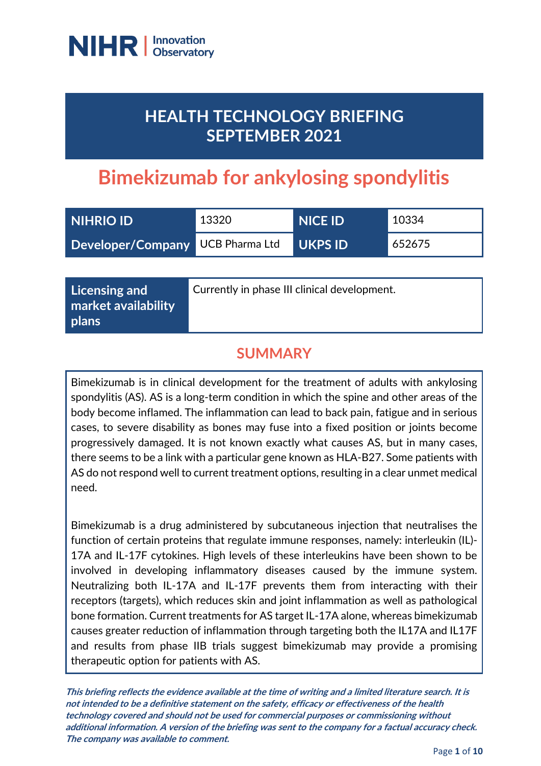NIHR | Innovation Observatory

# HEALTH TECHNOLOGY BRIEFING SEPTEMBER 2021

# Bimekizumab for ankylosing spondylitis

| NIHRIO ID | 13320 | NICE ID | 10334 |
|---|---|---|---|
| Developer/Company | UCB Pharma Ltd | UKPS ID | 652675 |

| Licensing and market availability plans | Currently in phase III clinical development. |
|---|---|

## SUMMARY

Bimekizumab is in clinical development for the treatment of adults with ankylosing spondylitis (AS). AS is a long-term condition in which the spine and other areas of the body become inflamed. The inflammation can lead to back pain, fatigue and in serious cases, to severe disability as bones may fuse into a fixed position or joints become progressively damaged. It is not known exactly what causes AS, but in many cases, there seems to be a link with a particular gene known as HLA-B27. Some patients with AS do not respond well to current treatment options, resulting in a clear unmet medical need.

Bimekizumab is a drug administered by subcutaneous injection that neutralises the function of certain proteins that regulate immune responses, namely: interleukin (IL)-17A and IL-17F cytokines. High levels of these interleukins have been shown to be involved in developing inflammatory diseases caused by the immune system. Neutralizing both IL-17A and IL-17F prevents them from interacting with their receptors (targets), which reduces skin and joint inflammation as well as pathological bone formation. Current treatments for AS target IL-17A alone, whereas bimekizumab causes greater reduction of inflammation through targeting both the IL17A and IL17F and results from phase IIB trials suggest bimekizumab may provide a promising therapeutic option for patients with AS.

***This briefing reflects the evidence available at the time of writing and a limited literature search. It is not intended to be a definitive statement on the safety, efficacy or effectiveness of the health technology covered and should not be used for commercial purposes or commissioning without additional information. A version of the briefing was sent to the company for a factual accuracy check. The company was available to comment.***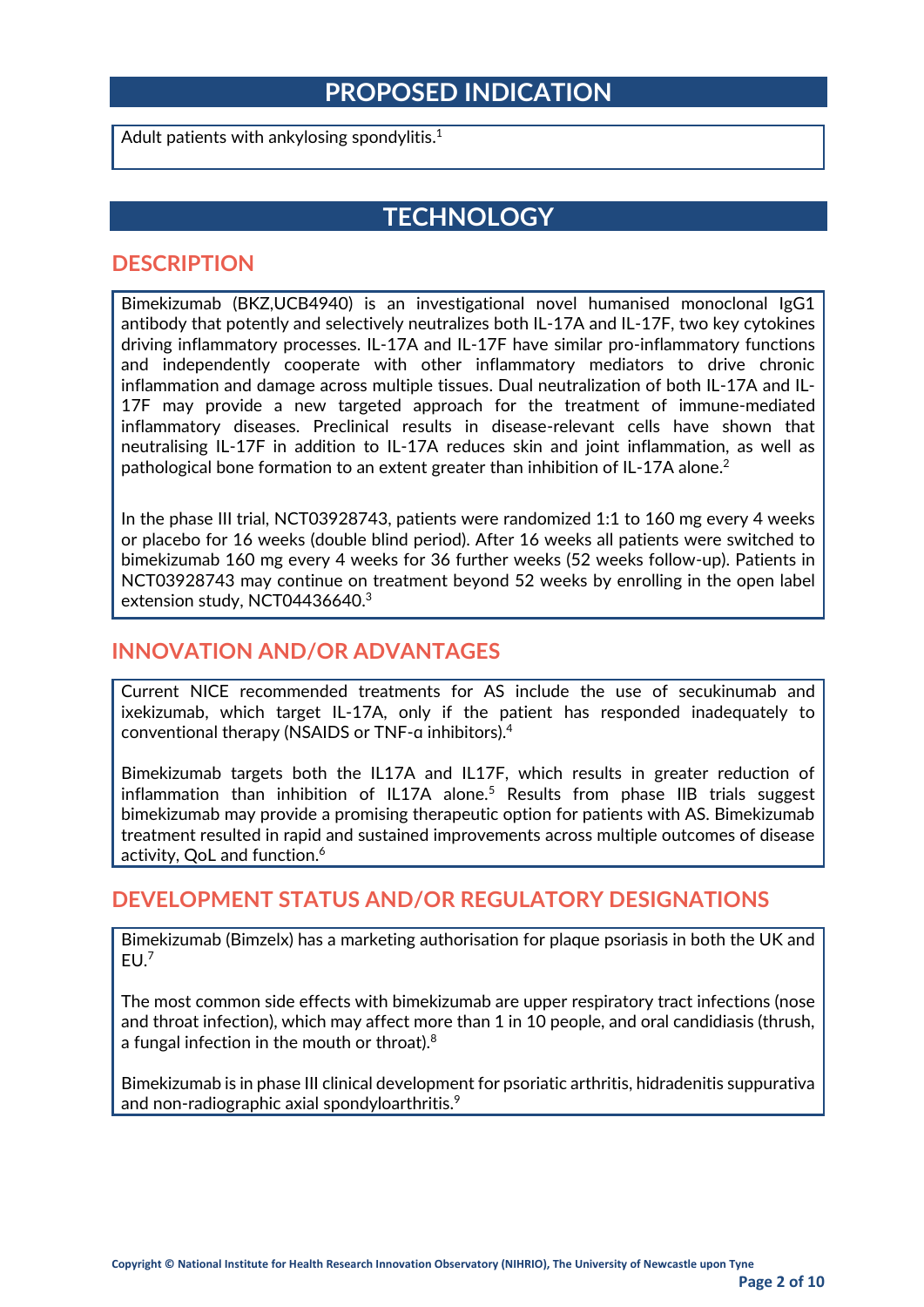# PROPOSED INDICATION

Adult patients with ankylosing spondylitis.[1]

# TECHNOLOGY

## DESCRIPTION

Bimekizumab (BKZ,UCB4940) is an investigational novel humanised monoclonal IgG1 antibody that potently and selectively neutralizes both IL-17A and IL-17F, two key cytokines driving inflammatory processes. IL-17A and IL-17F have similar pro-inflammatory functions and independently cooperate with other inflammatory mediators to drive chronic inflammation and damage across multiple tissues. Dual neutralization of both IL-17A and IL-17F may provide a new targeted approach for the treatment of immune-mediated inflammatory diseases. Preclinical results in disease-relevant cells have shown that neutralising IL-17F in addition to IL-17A reduces skin and joint inflammation, as well as pathological bone formation to an extent greater than inhibition of IL-17A alone.[2]

In the phase III trial, NCT03928743, patients were randomized 1:1 to 160 mg every 4 weeks or placebo for 16 weeks (double blind period). After 16 weeks all patients were switched to bimekizumab 160 mg every 4 weeks for 36 further weeks (52 weeks follow-up). Patients in NCT03928743 may continue on treatment beyond 52 weeks by enrolling in the open label extension study, NCT04436640.[3]

## INNOVATION AND/OR ADVANTAGES

Current NICE recommended treatments for AS include the use of secukinumab and ixekizumab, which target IL-17A, only if the patient has responded inadequately to conventional therapy (NSAIDS or TNF-α inhibitors).[4]

Bimekizumab targets both the IL17A and IL17F, which results in greater reduction of inflammation than inhibition of IL17A alone.[5] Results from phase IIB trials suggest bimekizumab may provide a promising therapeutic option for patients with AS. Bimekizumab treatment resulted in rapid and sustained improvements across multiple outcomes of disease activity, QoL and function.[6]

## DEVELOPMENT STATUS AND/OR REGULATORY DESIGNATIONS

Bimekizumab (Bimzelx) has a marketing authorisation for plaque psoriasis in both the UK and EU.[7]

The most common side effects with bimekizumab are upper respiratory tract infections (nose and throat infection), which may affect more than 1 in 10 people, and oral candidiasis (thrush, a fungal infection in the mouth or throat).[8]

Bimekizumab is in phase III clinical development for psoriatic arthritis, hidradenitis suppurativa and non-radiographic axial spondyloarthritis.[9]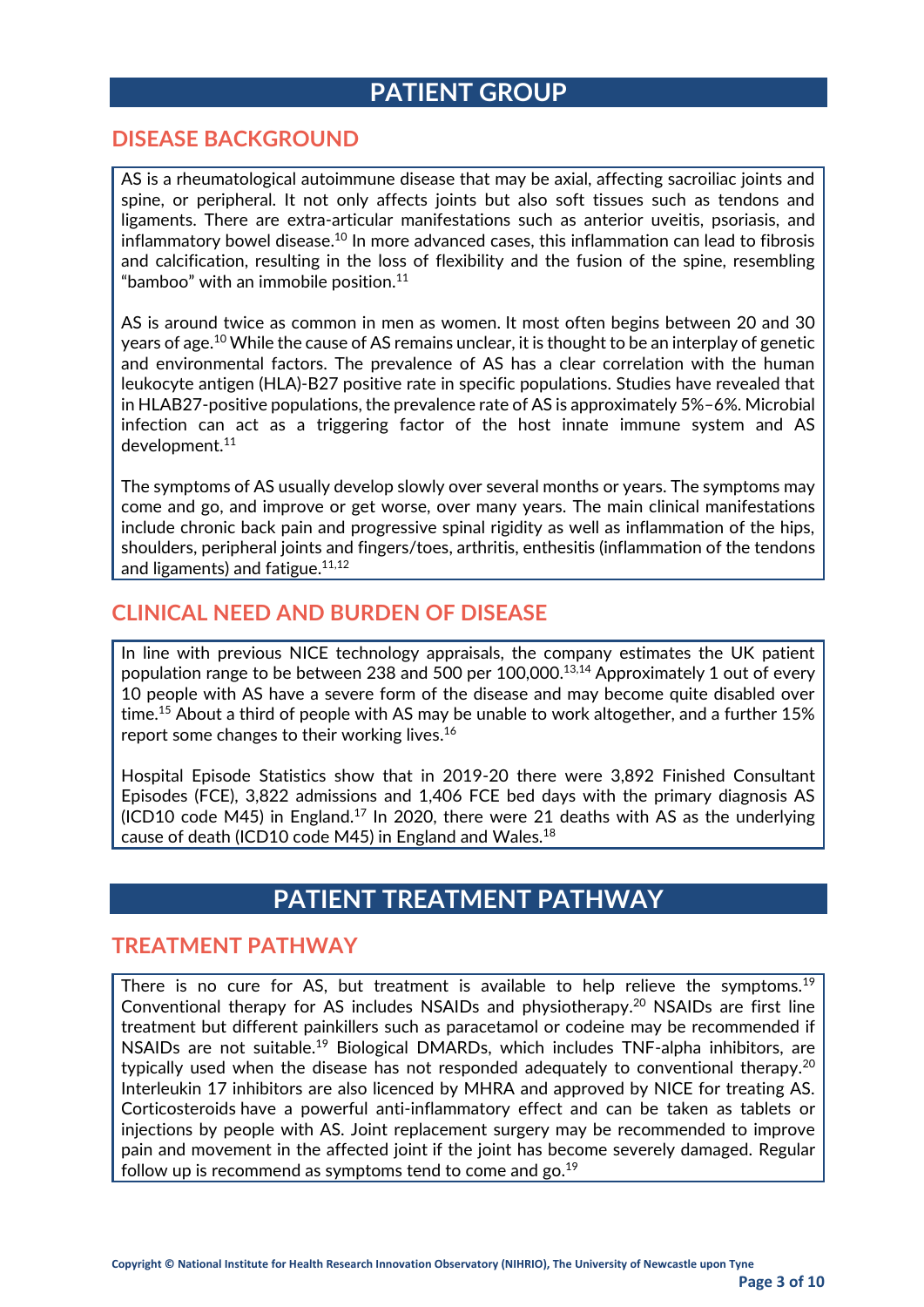# PATIENT GROUP

## DISEASE BACKGROUND

AS is a rheumatological autoimmune disease that may be axial, affecting sacroiliac joints and spine, or peripheral. It not only affects joints but also soft tissues such as tendons and ligaments. There are extra-articular manifestations such as anterior uveitis, psoriasis, and inflammatory bowel disease.[10] In more advanced cases, this inflammation can lead to fibrosis and calcification, resulting in the loss of flexibility and the fusion of the spine, resembling "bamboo" with an immobile position.[11]

AS is around twice as common in men as women. It most often begins between 20 and 30 years of age.[10] While the cause of AS remains unclear, it is thought to be an interplay of genetic and environmental factors. The prevalence of AS has a clear correlation with the human leukocyte antigen (HLA)-B27 positive rate in specific populations. Studies have revealed that in HLAB27-positive populations, the prevalence rate of AS is approximately 5%–6%. Microbial infection can act as a triggering factor of the host innate immune system and AS development.[11]

The symptoms of AS usually develop slowly over several months or years. The symptoms may come and go, and improve or get worse, over many years. The main clinical manifestations include chronic back pain and progressive spinal rigidity as well as inflammation of the hips, shoulders, peripheral joints and fingers/toes, arthritis, enthesitis (inflammation of the tendons and ligaments) and fatigue.[11,12]

## CLINICAL NEED AND BURDEN OF DISEASE

In line with previous NICE technology appraisals, the company estimates the UK patient population range to be between 238 and 500 per 100,000.[13,14] Approximately 1 out of every 10 people with AS have a severe form of the disease and may become quite disabled over time.[15] About a third of people with AS may be unable to work altogether, and a further 15% report some changes to their working lives.[16]

Hospital Episode Statistics show that in 2019-20 there were 3,892 Finished Consultant Episodes (FCE), 3,822 admissions and 1,406 FCE bed days with the primary diagnosis AS (ICD10 code M45) in England.[17] In 2020, there were 21 deaths with AS as the underlying cause of death (ICD10 code M45) in England and Wales.[18]

# PATIENT TREATMENT PATHWAY

## TREATMENT PATHWAY

There is no cure for AS, but treatment is available to help relieve the symptoms.[19] Conventional therapy for AS includes NSAIDs and physiotherapy.[20] NSAIDs are first line treatment but different painkillers such as paracetamol or codeine may be recommended if NSAIDs are not suitable.[19] Biological DMARDs, which includes TNF-alpha inhibitors, are typically used when the disease has not responded adequately to conventional therapy.[20] Interleukin 17 inhibitors are also licenced by MHRA and approved by NICE for treating AS. Corticosteroids have a powerful anti-inflammatory effect and can be taken as tablets or injections by people with AS. Joint replacement surgery may be recommended to improve pain and movement in the affected joint if the joint has become severely damaged. Regular follow up is recommend as symptoms tend to come and go.[19]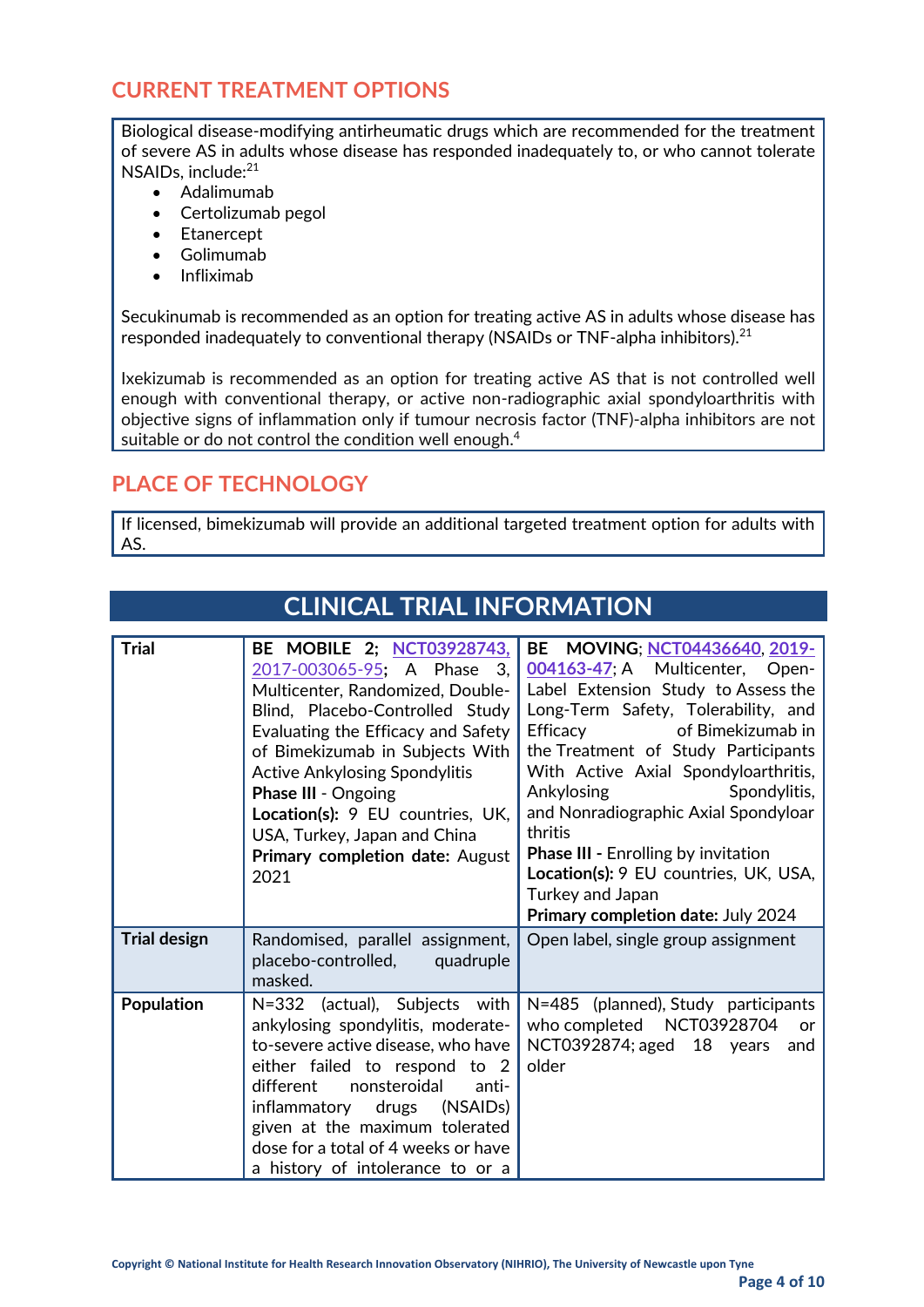## CURRENT TREATMENT OPTIONS

Biological disease-modifying antirheumatic drugs which are recommended for the treatment of severe AS in adults whose disease has responded inadequately to, or who cannot tolerate NSAIDs, include:[21]

- Adalimumab
- Certolizumab pegol
- Etanercept
- Golimumab
- Infliximab

Secukinumab is recommended as an option for treating active AS in adults whose disease has responded inadequately to conventional therapy (NSAIDs or TNF-alpha inhibitors).[21]

Ixekizumab is recommended as an option for treating active AS that is not controlled well enough with conventional therapy, or active non-radiographic axial spondyloarthritis with objective signs of inflammation only if tumour necrosis factor (TNF)-alpha inhibitors are not suitable or do not control the condition well enough.[4]

## PLACE OF TECHNOLOGY

If licensed, bimekizumab will provide an additional targeted treatment option for adults with AS.

## CLINICAL TRIAL INFORMATION

| **Trial** | **BE MOBILE 2;** NCT03928743, 2017-003065-95; A Phase 3, Multicenter, Randomized, Double-Blind, Placebo-Controlled Study Evaluating the Efficacy and Safety of Bimekizumab in Subjects With Active Ankylosing Spondylitis<br>**Phase III** - Ongoing<br>**Location(s):** 9 EU countries, UK, USA, Turkey, Japan and China<br>**Primary completion date:** August 2021 | **BE MOVING**; NCT04436640, 2019-004163-47; A Multicenter, Open-Label Extension Study to Assess the Long-Term Safety, Tolerability, and Efficacy of Bimekizumab in the Treatment of Study Participants With Active Axial Spondyloarthritis, Ankylosing Spondylitis, and Nonradiographic Axial Spondyloarthritis<br>**Phase III -** Enrolling by invitation<br>**Location(s):** 9 EU countries, UK, USA, Turkey and Japan<br>**Primary completion date:** July 2024 |
|---|---|---|
| **Trial design** | Randomised, parallel assignment, placebo-controlled, quadruple masked. | Open label, single group assignment |
| **Population** | N=332 (actual), Subjects with ankylosing spondylitis, moderate-to-severe active disease, who have either failed to respond to 2 different nonsteroidal anti-inflammatory drugs (NSAIDs) given at the maximum tolerated dose for a total of 4 weeks or have a history of intolerance to or a | N=485 (planned), Study participants who completed NCT03928704 or NCT0392874; aged 18 years and older |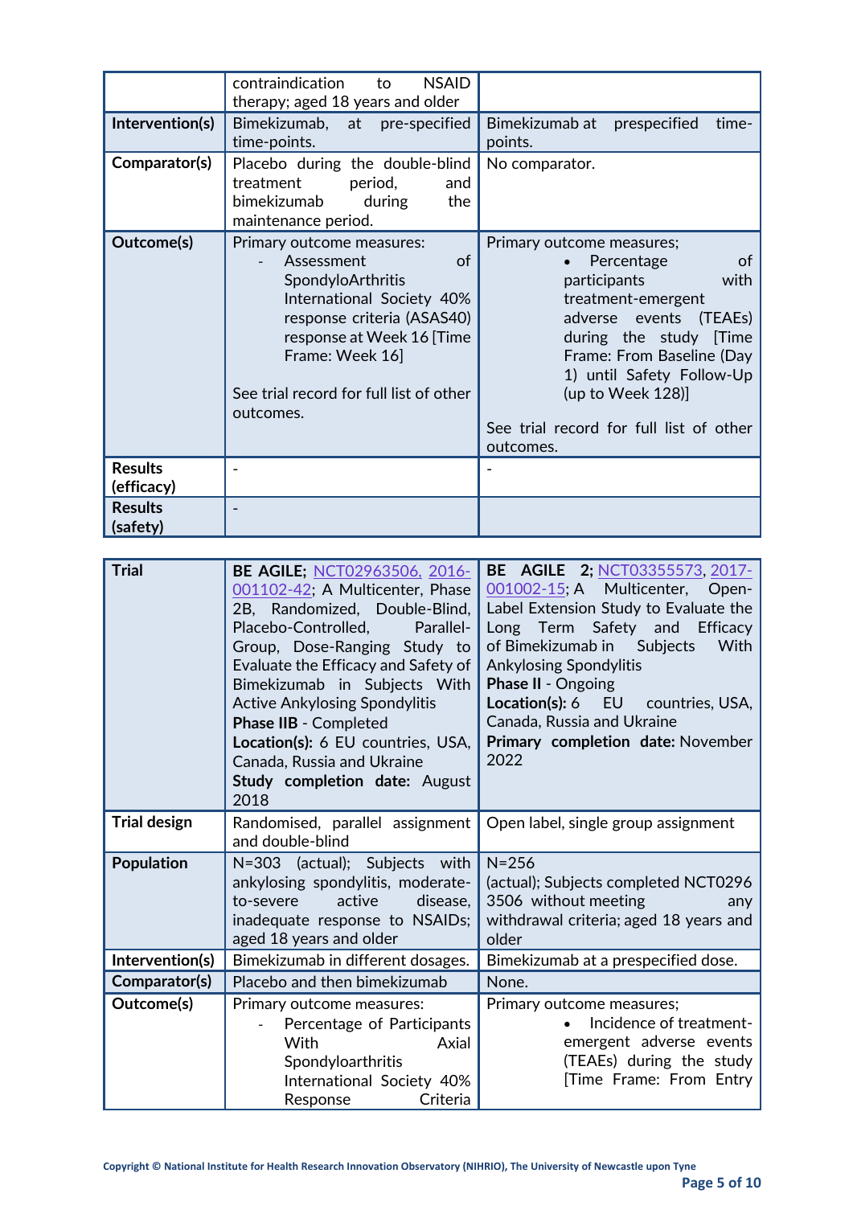| | | |
|---|---|---|
| | contraindication to NSAID therapy; aged 18 years and older | |
| **Intervention(s)** | Bimekizumab, at pre-specified time-points. | Bimekizumab at prespecified time-points. |
| **Comparator(s)** | Placebo during the double-blind treatment period, and bimekizumab during the maintenance period. | No comparator. |
| **Outcome(s)** | Primary outcome measures:<br>- Assessment of SpondyloArthritis International Society 40% response criteria (ASAS40) response at Week 16 [Time Frame: Week 16]<br><br>See trial record for full list of other outcomes. | Primary outcome measures;<br>• Percentage of participants with treatment-emergent adverse events (TEAEs) during the study [Time Frame: From Baseline (Day 1) until Safety Follow-Up (up to Week 128)]<br><br>See trial record for full list of other outcomes. |
| **Results (efficacy)** | - | - |
| **Results (safety)** | - | |

| | | |
|---|---|---|
| **Trial** | **BE AGILE;** NCT02963506, 2016-001102-42; A Multicenter, Phase 2B, Randomized, Double-Blind, Placebo-Controlled, Parallel-Group, Dose-Ranging Study to Evaluate the Efficacy and Safety of Bimekizumab in Subjects With Active Ankylosing Spondylitis<br>**Phase IIB** - Completed<br>**Location(s):** 6 EU countries, USA, Canada, Russia and Ukraine<br>**Study completion date:** August 2018 | **BE AGILE 2;** NCT03355573, 2017-001002-15; A Multicenter, Open-Label Extension Study to Evaluate the Long Term Safety and Efficacy of Bimekizumab in Subjects With Ankylosing Spondylitis<br>**Phase II** - Ongoing<br>**Location(s):** 6 EU countries, USA, Canada, Russia and Ukraine<br>**Primary completion date:** November 2022 |
| **Trial design** | Randomised, parallel assignment and double-blind | Open label, single group assignment |
| **Population** | N=303 (actual); Subjects with ankylosing spondylitis, moderate-to-severe active disease, inadequate response to NSAIDs; aged 18 years and older | N=256 (actual); Subjects completed NCT02963506 without meeting any withdrawal criteria; aged 18 years and older |
| **Intervention(s)** | Bimekizumab in different dosages. | Bimekizumab at a prespecified dose. |
| **Comparator(s)** | Placebo and then bimekizumab | None. |
| **Outcome(s)** | Primary outcome measures:<br>- Percentage of Participants With Axial Spondyloarthritis International Society 40% Response Criteria | Primary outcome measures;<br>• Incidence of treatment-emergent adverse events (TEAEs) during the study [Time Frame: From Entry |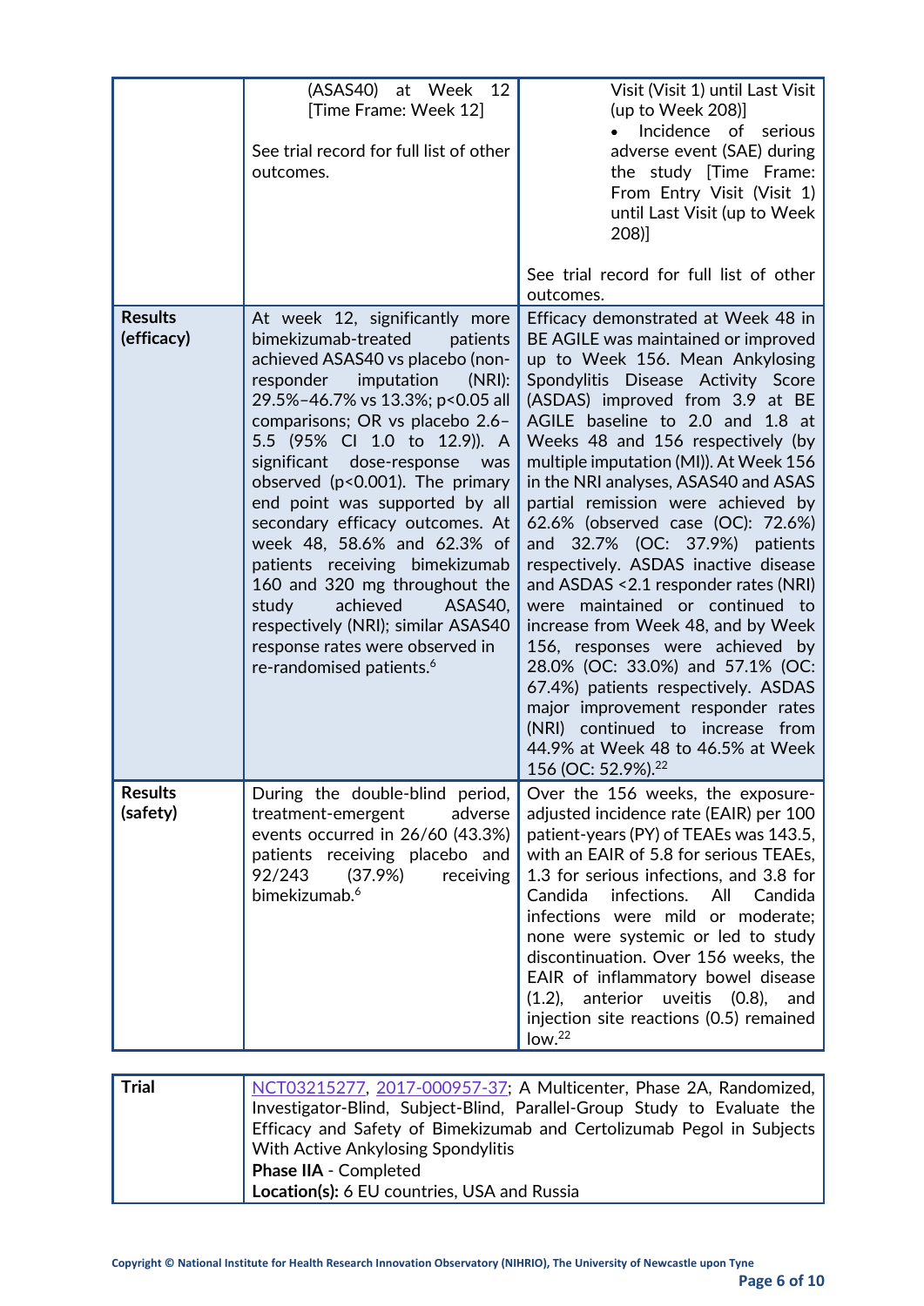| | | |
|---|---|---|
| | (ASAS40) at Week 12 [Time Frame: Week 12]<br><br>See trial record for full list of other outcomes. | Visit (Visit 1) until Last Visit (up to Week 208)]<br>• Incidence of serious adverse event (SAE) during the study [Time Frame: From Entry Visit (Visit 1) until Last Visit (up to Week 208)]<br><br>See trial record for full list of other outcomes. |
| **Results (efficacy)** | At week 12, significantly more bimekizumab-treated patients achieved ASAS40 vs placebo (non-responder imputation (NRI): 29.5%–46.7% vs 13.3%; p<0.05 all comparisons; OR vs placebo 2.6–5.5 (95% CI 1.0 to 12.9)). A significant dose-response was observed (p<0.001). The primary end point was supported by all secondary efficacy outcomes. At week 48, 58.6% and 62.3% of patients receiving bimekizumab 160 and 320 mg throughout the study achieved ASAS40, respectively (NRI); similar ASAS40 response rates were observed in re-randomised patients.[6] | Efficacy demonstrated at Week 48 in BE AGILE was maintained or improved up to Week 156. Mean Ankylosing Spondylitis Disease Activity Score (ASDAS) improved from 3.9 at BE AGILE baseline to 2.0 and 1.8 at Weeks 48 and 156 respectively (by multiple imputation (MI)). At Week 156 in the NRI analyses, ASAS40 and ASAS partial remission were achieved by 62.6% (observed case (OC): 72.6%) and 32.7% (OC: 37.9%) patients respectively. ASDAS inactive disease and ASDAS <2.1 responder rates (NRI) were maintained or continued to increase from Week 48, and by Week 156, responses were achieved by 28.0% (OC: 33.0%) and 57.1% (OC: 67.4%) patients respectively. ASDAS major improvement responder rates (NRI) continued to increase from 44.9% at Week 48 to 46.5% at Week 156 (OC: 52.9%).[22] |
| **Results (safety)** | During the double-blind period, treatment-emergent adverse events occurred in 26/60 (43.3%) patients receiving placebo and 92/243 (37.9%) receiving bimekizumab.[6] | Over the 156 weeks, the exposure-adjusted incidence rate (EAIR) per 100 patient-years (PY) of TEAEs was 143.5, with an EAIR of 5.8 for serious TEAEs, 1.3 for serious infections, and 3.8 for Candida infections. All Candida infections were mild or moderate; none were systemic or led to study discontinuation. Over 156 weeks, the EAIR of inflammatory bowel disease (1.2), anterior uveitis (0.8), and injection site reactions (0.5) remained low.[22] |

| | |
|---|---|
| **Trial** | NCT03215277, 2017-000957-37; A Multicenter, Phase 2A, Randomized, Investigator-Blind, Subject-Blind, Parallel-Group Study to Evaluate the Efficacy and Safety of Bimekizumab and Certolizumab Pegol in Subjects With Active Ankylosing Spondylitis<br>**Phase IIA** - Completed<br>**Location(s):** 6 EU countries, USA and Russia |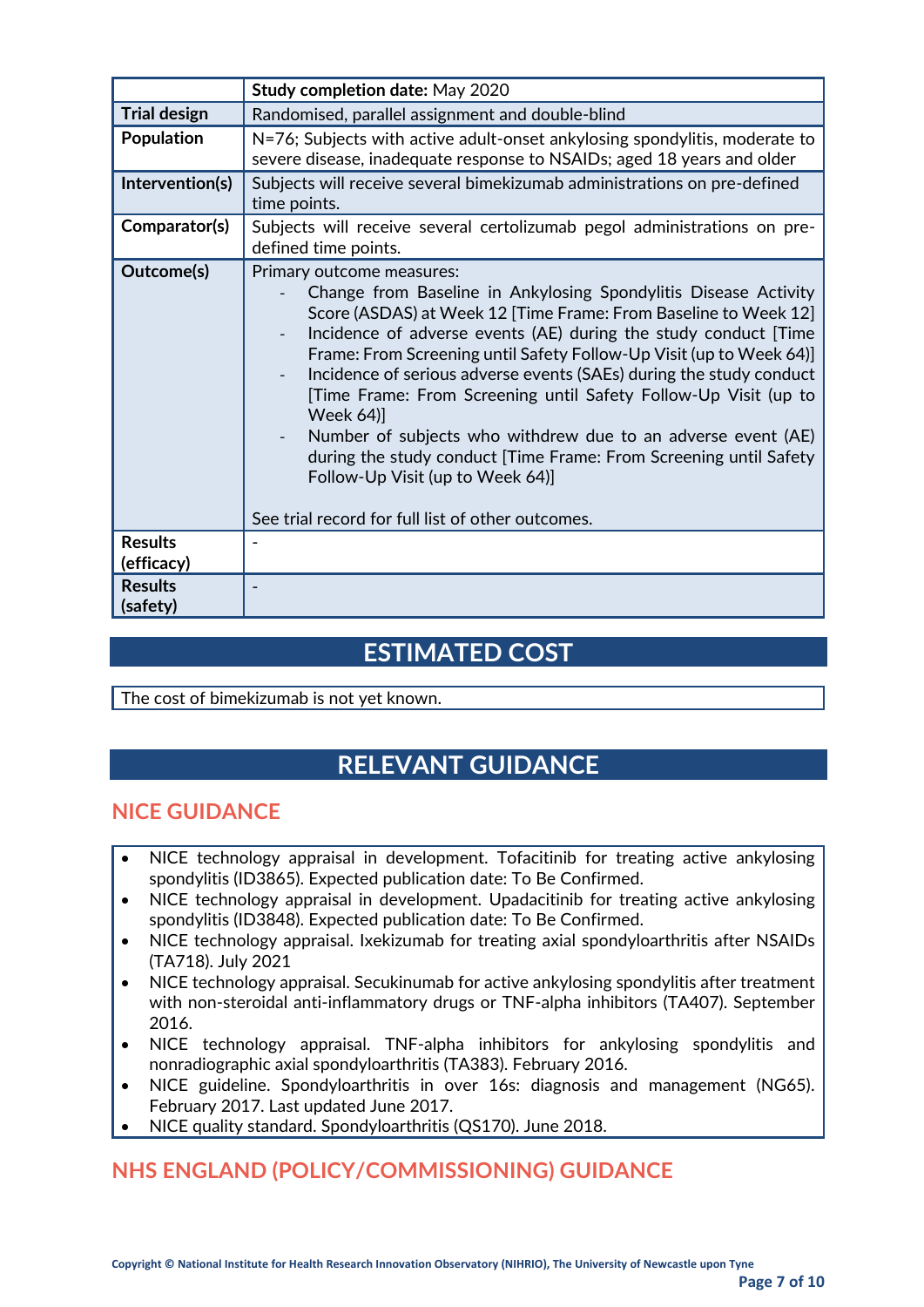| | **Study completion date:** May 2020 |
|---|---|
| **Trial design** | Randomised, parallel assignment and double-blind |
| **Population** | N=76; Subjects with active adult-onset ankylosing spondylitis, moderate to severe disease, inadequate response to NSAIDs; aged 18 years and older |
| **Intervention(s)** | Subjects will receive several bimekizumab administrations on pre-defined time points. |
| **Comparator(s)** | Subjects will receive several certolizumab pegol administrations on pre-defined time points. |
| **Outcome(s)** | Primary outcome measures:<br>- Change from Baseline in Ankylosing Spondylitis Disease Activity Score (ASDAS) at Week 12 [Time Frame: From Baseline to Week 12]<br>- Incidence of adverse events (AE) during the study conduct [Time Frame: From Screening until Safety Follow-Up Visit (up to Week 64)]<br>- Incidence of serious adverse events (SAEs) during the study conduct [Time Frame: From Screening until Safety Follow-Up Visit (up to Week 64)]<br>- Number of subjects who withdrew due to an adverse event (AE) during the study conduct [Time Frame: From Screening until Safety Follow-Up Visit (up to Week 64)]<br><br>See trial record for full list of other outcomes. |
| **Results (efficacy)** | - |
| **Results (safety)** | - |

# ESTIMATED COST

The cost of bimekizumab is not yet known.

# RELEVANT GUIDANCE

## NICE GUIDANCE

- NICE technology appraisal in development. Tofacitinib for treating active ankylosing spondylitis (ID3865). Expected publication date: To Be Confirmed.
- NICE technology appraisal in development. Upadacitinib for treating active ankylosing spondylitis (ID3848). Expected publication date: To Be Confirmed.
- NICE technology appraisal. Ixekizumab for treating axial spondyloarthritis after NSAIDs (TA718). July 2021
- NICE technology appraisal. Secukinumab for active ankylosing spondylitis after treatment with non-steroidal anti-inflammatory drugs or TNF-alpha inhibitors (TA407). September 2016.
- NICE technology appraisal. TNF-alpha inhibitors for ankylosing spondylitis and nonradiographic axial spondyloarthritis (TA383). February 2016.
- NICE guideline. Spondyloarthritis in over 16s: diagnosis and management (NG65). February 2017. Last updated June 2017.
- NICE quality standard. Spondyloarthritis (QS170). June 2018.

## NHS ENGLAND (POLICY/COMMISSIONING) GUIDANCE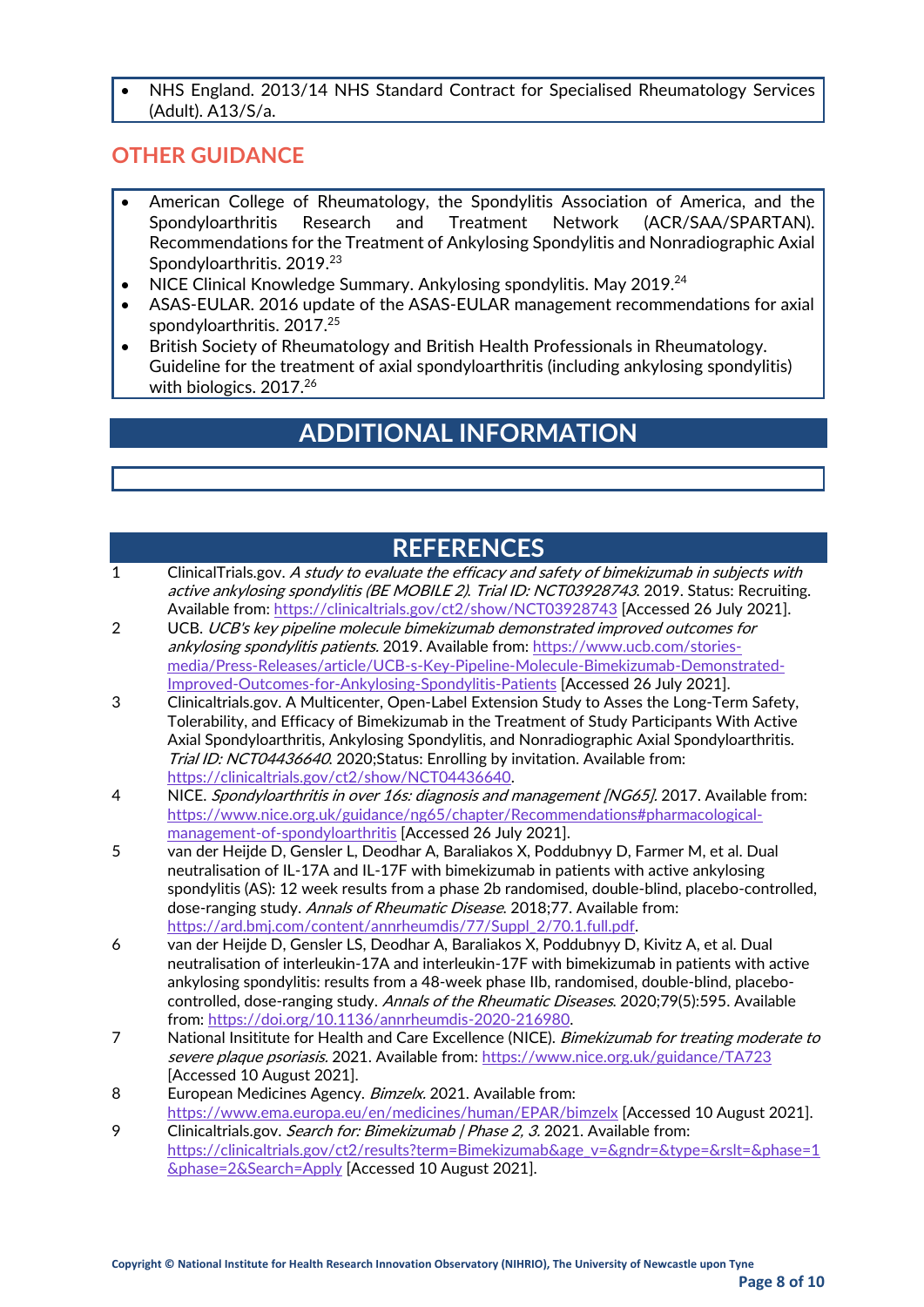- NHS England. 2013/14 NHS Standard Contract for Specialised Rheumatology Services (Adult). A13/S/a.

## OTHER GUIDANCE

- American College of Rheumatology, the Spondylitis Association of America, and the Spondyloarthritis Research and Treatment Network (ACR/SAA/SPARTAN). Recommendations for the Treatment of Ankylosing Spondylitis and Nonradiographic Axial Spondyloarthritis. 2019.[23]
- NICE Clinical Knowledge Summary. Ankylosing spondylitis. May 2019.[24]
- ASAS-EULAR. 2016 update of the ASAS-EULAR management recommendations for axial spondyloarthritis. 2017.[25]
- British Society of Rheumatology and British Health Professionals in Rheumatology. Guideline for the treatment of axial spondyloarthritis (including ankylosing spondylitis) with biologics. 2017.[26]

## ADDITIONAL INFORMATION

## REFERENCES

1. ClinicalTrials.gov. *A study to evaluate the efficacy and safety of bimekizumab in subjects with active ankylosing spondylitis (BE MOBILE 2). Trial ID: NCT03928743*. 2019. Status: Recruiting. Available from: https://clinicaltrials.gov/ct2/show/NCT03928743 [Accessed 26 July 2021].
2. UCB. *UCB's key pipeline molecule bimekizumab demonstrated improved outcomes for ankylosing spondylitis patients*. 2019. Available from: https://www.ucb.com/stories-media/Press-Releases/article/UCB-s-Key-Pipeline-Molecule-Bimekizumab-Demonstrated-Improved-Outcomes-for-Ankylosing-Spondylitis-Patients [Accessed 26 July 2021].
3. Clinicaltrials.gov. A Multicenter, Open-Label Extension Study to Asses the Long-Term Safety, Tolerability, and Efficacy of Bimekizumab in the Treatment of Study Participants With Active Axial Spondyloarthritis, Ankylosing Spondylitis, and Nonradiographic Axial Spondyloarthritis. *Trial ID: NCT04436640*. 2020;Status: Enrolling by invitation. Available from: https://clinicaltrials.gov/ct2/show/NCT04436640.
4. NICE. *Spondyloarthritis in over 16s: diagnosis and management [NG65]*. 2017. Available from: https://www.nice.org.uk/guidance/ng65/chapter/Recommendations#pharmacological-management-of-spondyloarthritis [Accessed 26 July 2021].
5. van der Heijde D, Gensler L, Deodhar A, Baraliakos X, Poddubnyy D, Farmer M, et al. Dual neutralisation of IL-17A and IL-17F with bimekizumab in patients with active ankylosing spondylitis (AS): 12 week results from a phase 2b randomised, double-blind, placebo-controlled, dose-ranging study. *Annals of Rheumatic Disease*. 2018;77. Available from: https://ard.bmj.com/content/annrheumdis/77/Suppl_2/70.1.full.pdf.
6. van der Heijde D, Gensler LS, Deodhar A, Baraliakos X, Poddubnyy D, Kivitz A, et al. Dual neutralisation of interleukin-17A and interleukin-17F with bimekizumab in patients with active ankylosing spondylitis: results from a 48-week phase IIb, randomised, double-blind, placebo-controlled, dose-ranging study. *Annals of the Rheumatic Diseases*. 2020;79(5):595. Available from: https://doi.org/10.1136/annrheumdis-2020-216980.
7. National Insititute for Health and Care Excellence (NICE). *Bimekizumab for treating moderate to severe plaque psoriasis*. 2021. Available from: https://www.nice.org.uk/guidance/TA723 [Accessed 10 August 2021].
8. European Medicines Agency. *Bimzelx*. 2021. Available from: https://www.ema.europa.eu/en/medicines/human/EPAR/bimzelx [Accessed 10 August 2021].
9. Clinicaltrials.gov. *Search for: Bimekizumab | Phase 2, 3*. 2021. Available from: https://clinicaltrials.gov/ct2/results?term=Bimekizumab&age_v=&gndr=&type=&rslt=&phase=1&phase=2&Search=Apply [Accessed 10 August 2021].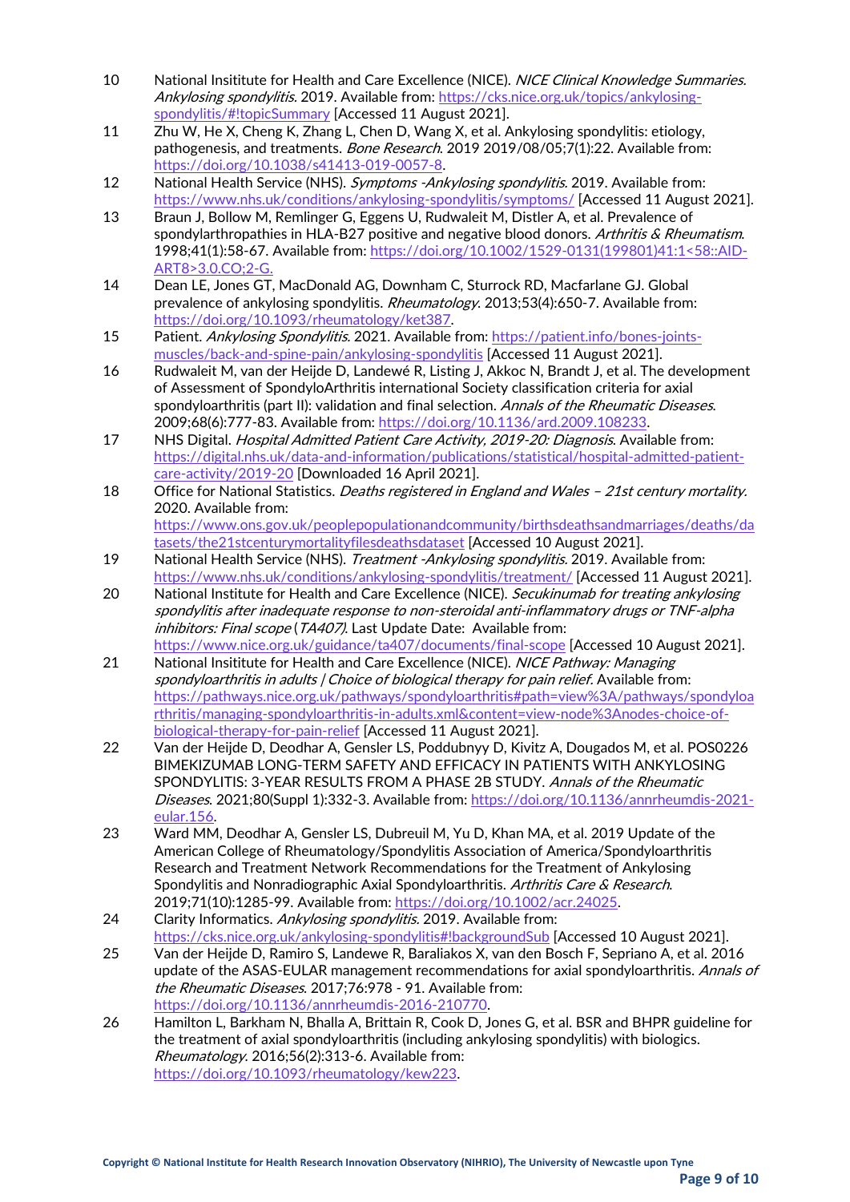10. National Insititute for Health and Care Excellence (NICE). *NICE Clinical Knowledge Summaries. Ankylosing spondylitis.* 2019. Available from: https://cks.nice.org.uk/topics/ankylosing-spondylitis/#!topicSummary [Accessed 11 August 2021].
11. Zhu W, He X, Cheng K, Zhang L, Chen D, Wang X, et al. Ankylosing spondylitis: etiology, pathogenesis, and treatments. *Bone Research*. 2019 2019/08/05;7(1):22. Available from: https://doi.org/10.1038/s41413-019-0057-8.
12. National Health Service (NHS). *Symptoms -Ankylosing spondylitis.* 2019. Available from: https://www.nhs.uk/conditions/ankylosing-spondylitis/symptoms/ [Accessed 11 August 2021].
13. Braun J, Bollow M, Remlinger G, Eggens U, Rudwaleit M, Distler A, et al. Prevalence of spondylarthropathies in HLA-B27 positive and negative blood donors. *Arthritis & Rheumatism*. 1998;41(1):58-67. Available from: https://doi.org/10.1002/1529-0131(199801)41:1<58::AID-ART8>3.0.CO;2-G.
14. Dean LE, Jones GT, MacDonald AG, Downham C, Sturrock RD, Macfarlane GJ. Global prevalence of ankylosing spondylitis. *Rheumatology*. 2013;53(4):650-7. Available from: https://doi.org/10.1093/rheumatology/ket387.
15. Patient. *Ankylosing Spondylitis.* 2021. Available from: https://patient.info/bones-joints-muscles/back-and-spine-pain/ankylosing-spondylitis [Accessed 11 August 2021].
16. Rudwaleit M, van der Heijde D, Landewé R, Listing J, Akkoc N, Brandt J, et al. The development of Assessment of SpondyloArthritis international Society classification criteria for axial spondyloarthritis (part II): validation and final selection. *Annals of the Rheumatic Diseases*. 2009;68(6):777-83. Available from: https://doi.org/10.1136/ard.2009.108233.
17. NHS Digital. *Hospital Admitted Patient Care Activity, 2019-20: Diagnosis*. Available from: https://digital.nhs.uk/data-and-information/publications/statistical/hospital-admitted-patient-care-activity/2019-20 [Downloaded 16 April 2021].
18. Office for National Statistics. *Deaths registered in England and Wales – 21st century mortality.* 2020. Available from: https://www.ons.gov.uk/peoplepopulationandcommunity/birthsdeathsandmarriages/deaths/datasets/the21stcenturymortalityfilesdeathsdataset [Accessed 10 August 2021].
19. National Health Service (NHS). *Treatment -Ankylosing spondylitis.* 2019. Available from: https://www.nhs.uk/conditions/ankylosing-spondylitis/treatment/ [Accessed 11 August 2021].
20. National Institute for Health and Care Excellence (NICE). *Secukinumab for treating ankylosing spondylitis after inadequate response to non-steroidal anti-inflammatory drugs or TNF-alpha inhibitors: Final scope* (*TA407).* Last Update Date: Available from: https://www.nice.org.uk/guidance/ta407/documents/final-scope [Accessed 10 August 2021].
21. National Insititute for Health and Care Excellence (NICE). *NICE Pathway: Managing spondyloarthritis in adults | Choice of biological therapy for pain relief.* Available from: https://pathways.nice.org.uk/pathways/spondyloarthritis#path=view%3A/pathways/spondyloarthritis/managing-spondyloarthritis-in-adults.xml&content=view-node%3Anodes-choice-of-biological-therapy-for-pain-relief [Accessed 11 August 2021].
22. Van der Heijde D, Deodhar A, Gensler LS, Poddubnyy D, Kivitz A, Dougados M, et al. POS0226 BIMEKIZUMAB LONG-TERM SAFETY AND EFFICACY IN PATIENTS WITH ANKYLOSING SPONDYLITIS: 3-YEAR RESULTS FROM A PHASE 2B STUDY. *Annals of the Rheumatic Diseases*. 2021;80(Suppl 1):332-3. Available from: https://doi.org/10.1136/annrheumdis-2021-eular.156.
23. Ward MM, Deodhar A, Gensler LS, Dubreuil M, Yu D, Khan MA, et al. 2019 Update of the American College of Rheumatology/Spondylitis Association of America/Spondyloarthritis Research and Treatment Network Recommendations for the Treatment of Ankylosing Spondylitis and Nonradiographic Axial Spondyloarthritis. *Arthritis Care & Research*. 2019;71(10):1285-99. Available from: https://doi.org/10.1002/acr.24025.
24. Clarity Informatics. *Ankylosing spondylitis.* 2019. Available from: https://cks.nice.org.uk/ankylosing-spondylitis#!backgroundSub [Accessed 10 August 2021].
25. Van der Heijde D, Ramiro S, Landewe R, Baraliakos X, van den Bosch F, Sepriano A, et al. 2016 update of the ASAS-EULAR management recommendations for axial spondyloarthritis. *Annals of the Rheumatic Diseases*. 2017;76:978 - 91. Available from: https://doi.org/10.1136/annrheumdis-2016-210770.
26. Hamilton L, Barkham N, Bhalla A, Brittain R, Cook D, Jones G, et al. BSR and BHPR guideline for the treatment of axial spondyloarthritis (including ankylosing spondylitis) with biologics. *Rheumatology*. 2016;56(2):313-6. Available from: https://doi.org/10.1093/rheumatology/kew223.

Copyright © National Institute for Health Research Innovation Observatory (NIHRIO), The University of Newcastle upon Tyne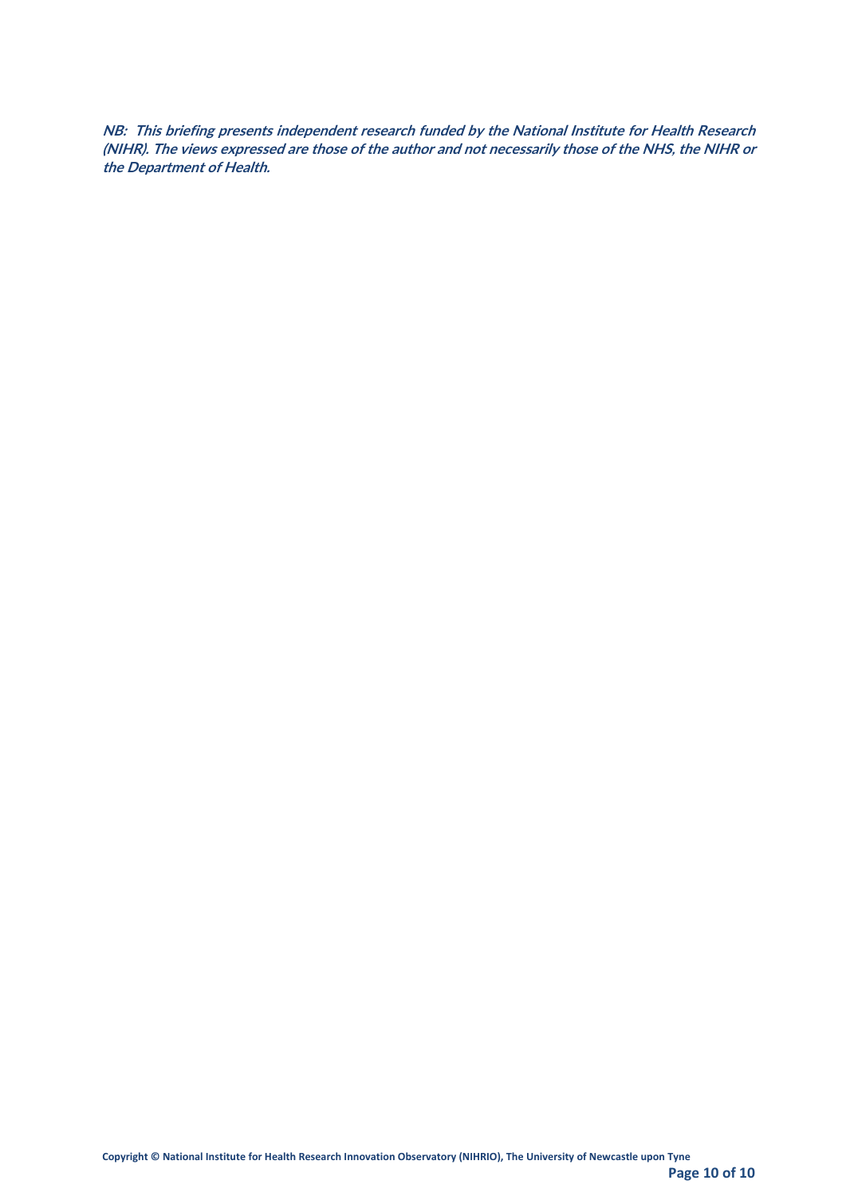***NB: This briefing presents independent research funded by the National Institute for Health Research (NIHR). The views expressed are those of the author and not necessarily those of the NHS, the NIHR or the Department of Health.***